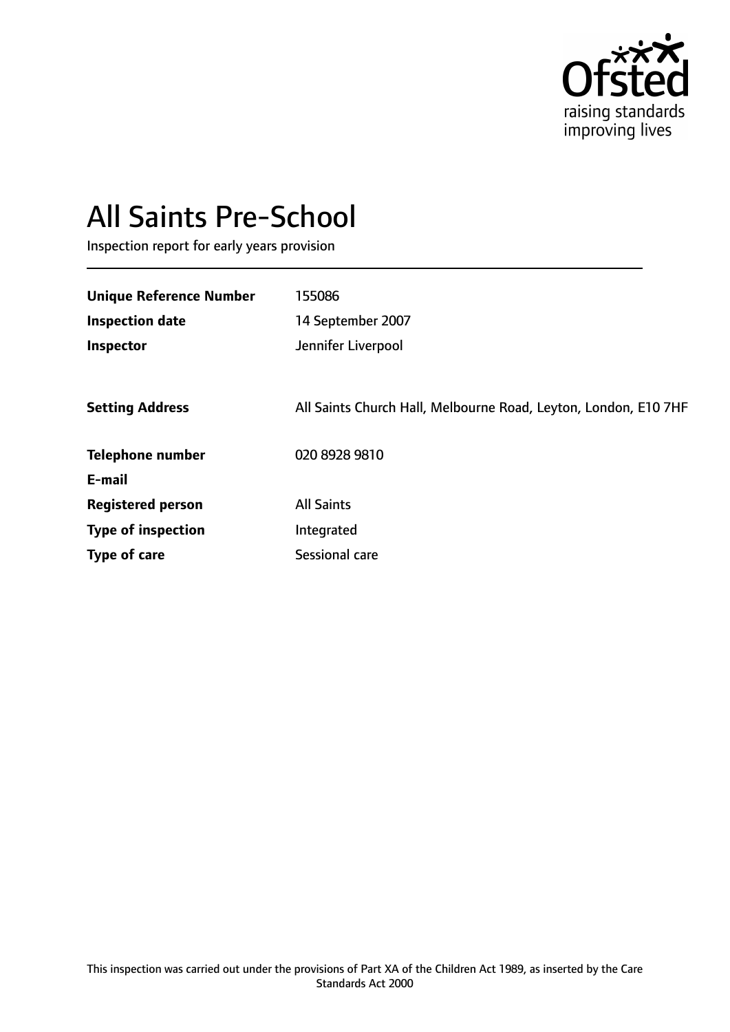# All Saints Pre-School

Inspection report for early years provision

| | |
|---|---|
| **Unique Reference Number** | 155086 |
| **Inspection date** | 14 September 2007 |
| **Inspector** | Jennifer Liverpool |
| | |
| **Setting Address** | All Saints Church Hall, Melbourne Road, Leyton, London, E10 7HF |
| | |
| **Telephone number** | 020 8928 9810 |
| **E-mail** | |
| **Registered person** | All Saints |
| **Type of inspection** | Integrated |
| **Type of care** | Sessional care |

This inspection was carried out under the provisions of Part XA of the Children Act 1989, as inserted by the Care Standards Act 2000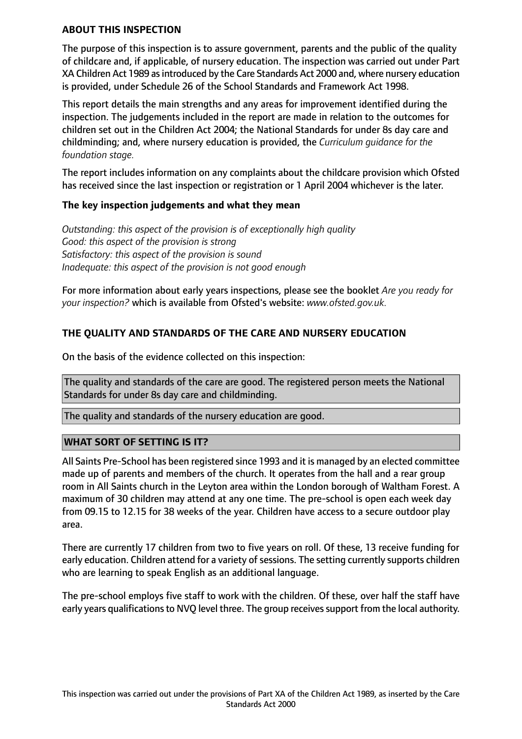## ABOUT THIS INSPECTION

The purpose of this inspection is to assure government, parents and the public of the quality of childcare and, if applicable, of nursery education. The inspection was carried out under Part XA Children Act 1989 as introduced by the Care Standards Act 2000 and, where nursery education is provided, under Schedule 26 of the School Standards and Framework Act 1998.

This report details the main strengths and any areas for improvement identified during the inspection. The judgements included in the report are made in relation to the outcomes for children set out in the Children Act 2004; the National Standards for under 8s day care and childminding; and, where nursery education is provided, the *Curriculum guidance for the foundation stage.*

The report includes information on any complaints about the childcare provision which Ofsted has received since the last inspection or registration or 1 April 2004 whichever is the later.

### The key inspection judgements and what they mean

*Outstanding: this aspect of the provision is of exceptionally high quality*
*Good: this aspect of the provision is strong*
*Satisfactory: this aspect of the provision is sound*
*Inadequate: this aspect of the provision is not good enough*

For more information about early years inspections, please see the booklet *Are you ready for your inspection?* which is available from Ofsted's website: *www.ofsted.gov.uk.*

## THE QUALITY AND STANDARDS OF THE CARE AND NURSERY EDUCATION

On the basis of the evidence collected on this inspection:

The quality and standards of the care are good. The registered person meets the National Standards for under 8s day care and childminding.

The quality and standards of the nursery education are good.

## WHAT SORT OF SETTING IS IT?

All Saints Pre-School has been registered since 1993 and it is managed by an elected committee made up of parents and members of the church. It operates from the hall and a rear group room in All Saints church in the Leyton area within the London borough of Waltham Forest. A maximum of 30 children may attend at any one time. The pre-school is open each week day from 09.15 to 12.15 for 38 weeks of the year. Children have access to a secure outdoor play area.

There are currently 17 children from two to five years on roll. Of these, 13 receive funding for early education. Children attend for a variety of sessions. The setting currently supports children who are learning to speak English as an additional language.

The pre-school employs five staff to work with the children. Of these, over half the staff have early years qualifications to NVQ level three. The group receives support from the local authority.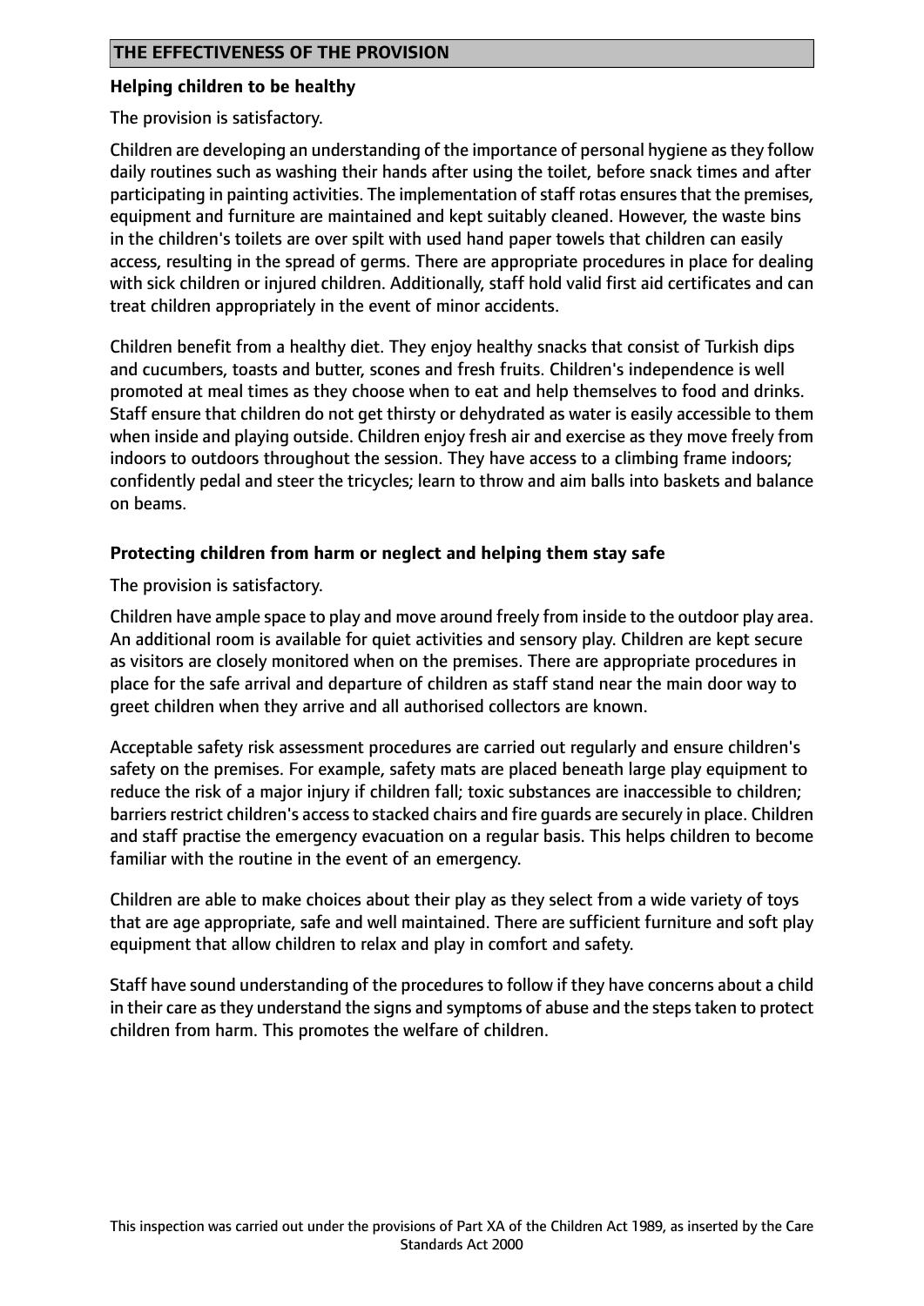## THE EFFECTIVENESS OF THE PROVISION

### Helping children to be healthy

The provision is satisfactory.

Children are developing an understanding of the importance of personal hygiene as they follow daily routines such as washing their hands after using the toilet, before snack times and after participating in painting activities. The implementation of staff rotas ensures that the premises, equipment and furniture are maintained and kept suitably cleaned. However, the waste bins in the children's toilets are over spilt with used hand paper towels that children can easily access, resulting in the spread of germs. There are appropriate procedures in place for dealing with sick children or injured children. Additionally, staff hold valid first aid certificates and can treat children appropriately in the event of minor accidents.

Children benefit from a healthy diet. They enjoy healthy snacks that consist of Turkish dips and cucumbers, toasts and butter, scones and fresh fruits. Children's independence is well promoted at meal times as they choose when to eat and help themselves to food and drinks. Staff ensure that children do not get thirsty or dehydrated as water is easily accessible to them when inside and playing outside. Children enjoy fresh air and exercise as they move freely from indoors to outdoors throughout the session. They have access to a climbing frame indoors; confidently pedal and steer the tricycles; learn to throw and aim balls into baskets and balance on beams.

### Protecting children from harm or neglect and helping them stay safe

The provision is satisfactory.

Children have ample space to play and move around freely from inside to the outdoor play area. An additional room is available for quiet activities and sensory play. Children are kept secure as visitors are closely monitored when on the premises. There are appropriate procedures in place for the safe arrival and departure of children as staff stand near the main door way to greet children when they arrive and all authorised collectors are known.

Acceptable safety risk assessment procedures are carried out regularly and ensure children's safety on the premises. For example, safety mats are placed beneath large play equipment to reduce the risk of a major injury if children fall; toxic substances are inaccessible to children; barriers restrict children's access to stacked chairs and fire guards are securely in place. Children and staff practise the emergency evacuation on a regular basis. This helps children to become familiar with the routine in the event of an emergency.

Children are able to make choices about their play as they select from a wide variety of toys that are age appropriate, safe and well maintained. There are sufficient furniture and soft play equipment that allow children to relax and play in comfort and safety.

Staff have sound understanding of the procedures to follow if they have concerns about a child in their care as they understand the signs and symptoms of abuse and the steps taken to protect children from harm. This promotes the welfare of children.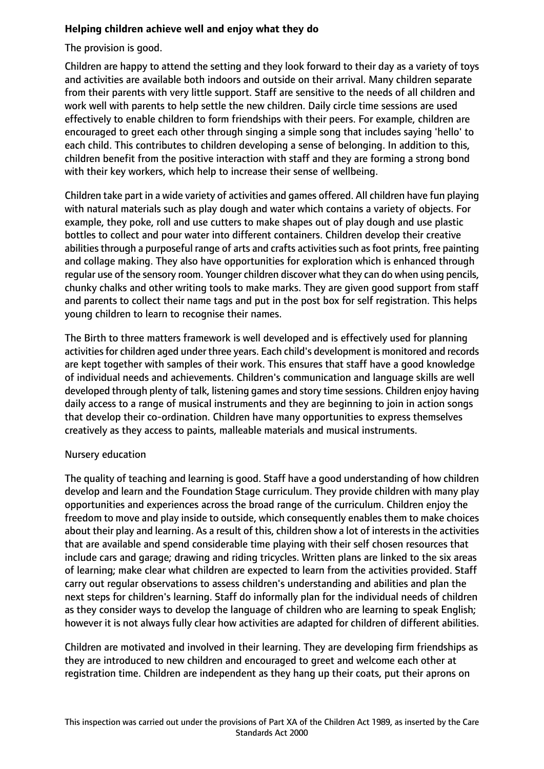**Helping children achieve well and enjoy what they do**

The provision is good.

Children are happy to attend the setting and they look forward to their day as a variety of toys and activities are available both indoors and outside on their arrival. Many children separate from their parents with very little support. Staff are sensitive to the needs of all children and work well with parents to help settle the new children. Daily circle time sessions are used effectively to enable children to form friendships with their peers. For example, children are encouraged to greet each other through singing a simple song that includes saying 'hello' to each child. This contributes to children developing a sense of belonging. In addition to this, children benefit from the positive interaction with staff and they are forming a strong bond with their key workers, which help to increase their sense of wellbeing.

Children take part in a wide variety of activities and games offered. All children have fun playing with natural materials such as play dough and water which contains a variety of objects. For example, they poke, roll and use cutters to make shapes out of play dough and use plastic bottles to collect and pour water into different containers. Children develop their creative abilities through a purposeful range of arts and crafts activities such as foot prints, free painting and collage making. They also have opportunities for exploration which is enhanced through regular use of the sensory room. Younger children discover what they can do when using pencils, chunky chalks and other writing tools to make marks. They are given good support from staff and parents to collect their name tags and put in the post box for self registration. This helps young children to learn to recognise their names.

The Birth to three matters framework is well developed and is effectively used for planning activities for children aged under three years. Each child's development is monitored and records are kept together with samples of their work. This ensures that staff have a good knowledge of individual needs and achievements. Children's communication and language skills are well developed through plenty of talk, listening games and story time sessions. Children enjoy having daily access to a range of musical instruments and they are beginning to join in action songs that develop their co-ordination. Children have many opportunities to express themselves creatively as they access to paints, malleable materials and musical instruments.

Nursery education

The quality of teaching and learning is good. Staff have a good understanding of how children develop and learn and the Foundation Stage curriculum. They provide children with many play opportunities and experiences across the broad range of the curriculum. Children enjoy the freedom to move and play inside to outside, which consequently enables them to make choices about their play and learning. As a result of this, children show a lot of interests in the activities that are available and spend considerable time playing with their self chosen resources that include cars and garage; drawing and riding tricycles. Written plans are linked to the six areas of learning; make clear what children are expected to learn from the activities provided. Staff carry out regular observations to assess children's understanding and abilities and plan the next steps for children's learning. Staff do informally plan for the individual needs of children as they consider ways to develop the language of children who are learning to speak English; however it is not always fully clear how activities are adapted for children of different abilities.

Children are motivated and involved in their learning. They are developing firm friendships as they are introduced to new children and encouraged to greet and welcome each other at registration time. Children are independent as they hang up their coats, put their aprons on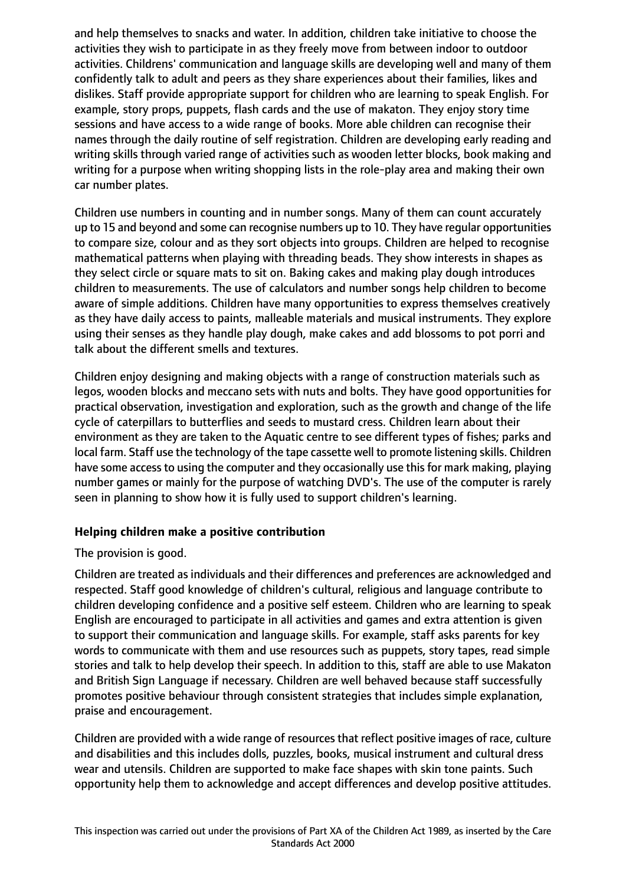and help themselves to snacks and water. In addition, children take initiative to choose the activities they wish to participate in as they freely move from between indoor to outdoor activities. Childrens' communication and language skills are developing well and many of them confidently talk to adult and peers as they share experiences about their families, likes and dislikes. Staff provide appropriate support for children who are learning to speak English. For example, story props, puppets, flash cards and the use of makaton. They enjoy story time sessions and have access to a wide range of books. More able children can recognise their names through the daily routine of self registration. Children are developing early reading and writing skills through varied range of activities such as wooden letter blocks, book making and writing for a purpose when writing shopping lists in the role-play area and making their own car number plates.

Children use numbers in counting and in number songs. Many of them can count accurately up to 15 and beyond and some can recognise numbers up to 10. They have regular opportunities to compare size, colour and as they sort objects into groups. Children are helped to recognise mathematical patterns when playing with threading beads. They show interests in shapes as they select circle or square mats to sit on. Baking cakes and making play dough introduces children to measurements. The use of calculators and number songs help children to become aware of simple additions. Children have many opportunities to express themselves creatively as they have daily access to paints, malleable materials and musical instruments. They explore using their senses as they handle play dough, make cakes and add blossoms to pot porri and talk about the different smells and textures.

Children enjoy designing and making objects with a range of construction materials such as legos, wooden blocks and meccano sets with nuts and bolts. They have good opportunities for practical observation, investigation and exploration, such as the growth and change of the life cycle of caterpillars to butterflies and seeds to mustard cress. Children learn about their environment as they are taken to the Aquatic centre to see different types of fishes; parks and local farm. Staff use the technology of the tape cassette well to promote listening skills. Children have some access to using the computer and they occasionally use this for mark making, playing number games or mainly for the purpose of watching DVD's. The use of the computer is rarely seen in planning to show how it is fully used to support children's learning.

**Helping children make a positive contribution**

The provision is good.

Children are treated as individuals and their differences and preferences are acknowledged and respected. Staff good knowledge of children's cultural, religious and language contribute to children developing confidence and a positive self esteem. Children who are learning to speak English are encouraged to participate in all activities and games and extra attention is given to support their communication and language skills. For example, staff asks parents for key words to communicate with them and use resources such as puppets, story tapes, read simple stories and talk to help develop their speech. In addition to this, staff are able to use Makaton and British Sign Language if necessary. Children are well behaved because staff successfully promotes positive behaviour through consistent strategies that includes simple explanation, praise and encouragement.

Children are provided with a wide range of resources that reflect positive images of race, culture and disabilities and this includes dolls, puzzles, books, musical instrument and cultural dress wear and utensils. Children are supported to make face shapes with skin tone paints. Such opportunity help them to acknowledge and accept differences and develop positive attitudes.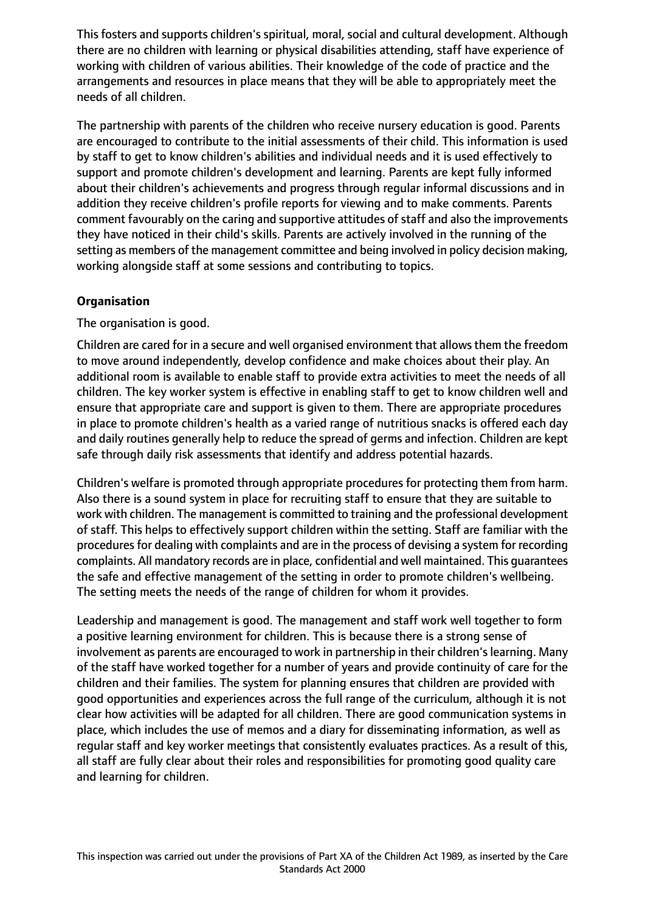This fosters and supports children's spiritual, moral, social and cultural development. Although there are no children with learning or physical disabilities attending, staff have experience of working with children of various abilities. Their knowledge of the code of practice and the arrangements and resources in place means that they will be able to appropriately meet the needs of all children.

The partnership with parents of the children who receive nursery education is good. Parents are encouraged to contribute to the initial assessments of their child. This information is used by staff to get to know children's abilities and individual needs and it is used effectively to support and promote children's development and learning. Parents are kept fully informed about their children's achievements and progress through regular informal discussions and in addition they receive children's profile reports for viewing and to make comments. Parents comment favourably on the caring and supportive attitudes of staff and also the improvements they have noticed in their child's skills. Parents are actively involved in the running of the setting as members of the management committee and being involved in policy decision making, working alongside staff at some sessions and contributing to topics.

**Organisation**

The organisation is good.

Children are cared for in a secure and well organised environment that allows them the freedom to move around independently, develop confidence and make choices about their play. An additional room is available to enable staff to provide extra activities to meet the needs of all children. The key worker system is effective in enabling staff to get to know children well and ensure that appropriate care and support is given to them. There are appropriate procedures in place to promote children's health as a varied range of nutritious snacks is offered each day and daily routines generally help to reduce the spread of germs and infection. Children are kept safe through daily risk assessments that identify and address potential hazards.

Children's welfare is promoted through appropriate procedures for protecting them from harm. Also there is a sound system in place for recruiting staff to ensure that they are suitable to work with children. The management is committed to training and the professional development of staff. This helps to effectively support children within the setting. Staff are familiar with the procedures for dealing with complaints and are in the process of devising a system for recording complaints. All mandatory records are in place, confidential and well maintained. This guarantees the safe and effective management of the setting in order to promote children's wellbeing. The setting meets the needs of the range of children for whom it provides.

Leadership and management is good. The management and staff work well together to form a positive learning environment for children. This is because there is a strong sense of involvement as parents are encouraged to work in partnership in their children's learning. Many of the staff have worked together for a number of years and provide continuity of care for the children and their families. The system for planning ensures that children are provided with good opportunities and experiences across the full range of the curriculum, although it is not clear how activities will be adapted for all children. There are good communication systems in place, which includes the use of memos and a diary for disseminating information, as well as regular staff and key worker meetings that consistently evaluates practices. As a result of this, all staff are fully clear about their roles and responsibilities for promoting good quality care and learning for children.

This inspection was carried out under the provisions of Part XA of the Children Act 1989, as inserted by the Care Standards Act 2000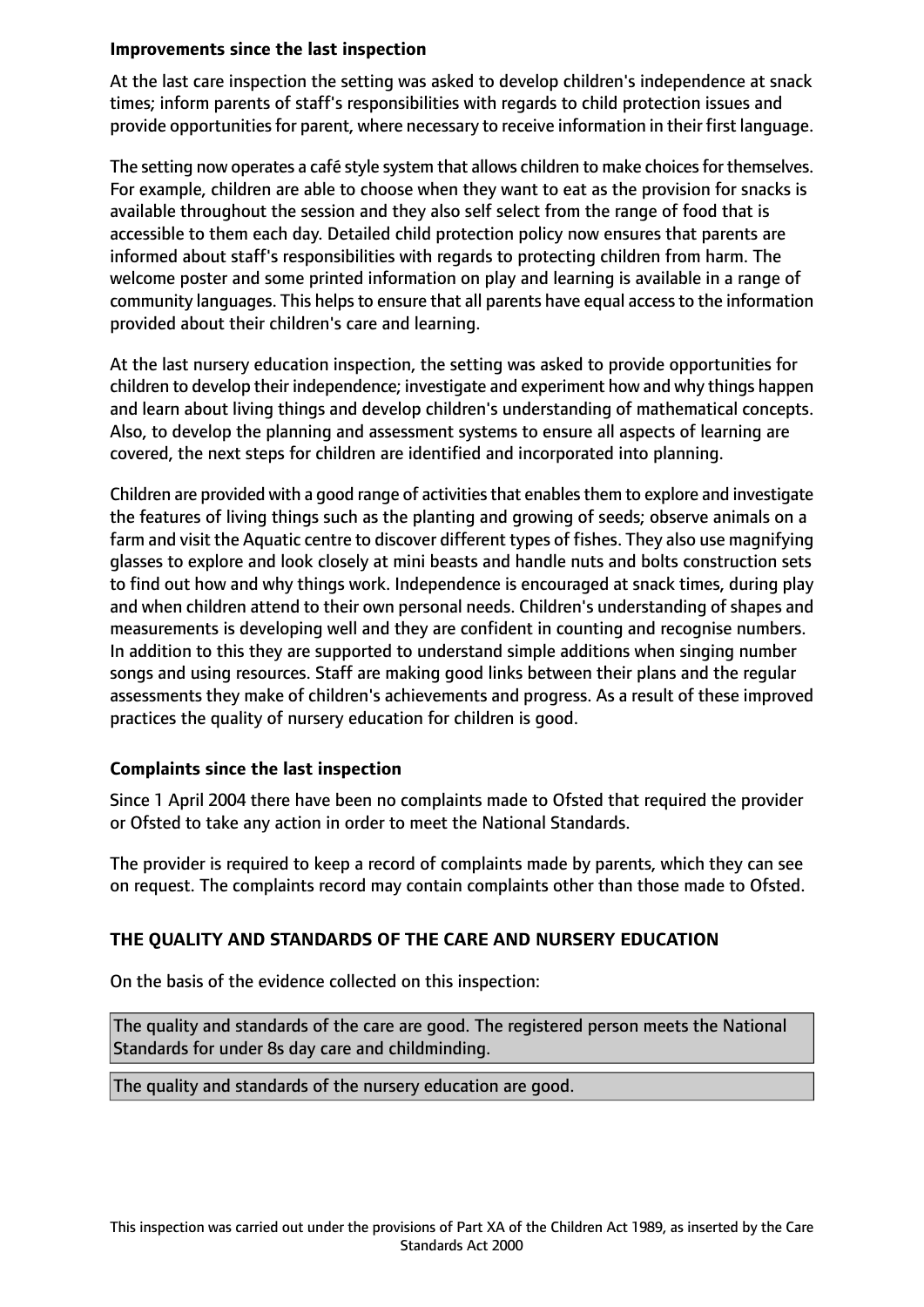**Improvements since the last inspection**

At the last care inspection the setting was asked to develop children's independence at snack times; inform parents of staff's responsibilities with regards to child protection issues and provide opportunities for parent, where necessary to receive information in their first language.

The setting now operates a café style system that allows children to make choices for themselves. For example, children are able to choose when they want to eat as the provision for snacks is available throughout the session and they also self select from the range of food that is accessible to them each day. Detailed child protection policy now ensures that parents are informed about staff's responsibilities with regards to protecting children from harm. The welcome poster and some printed information on play and learning is available in a range of community languages. This helps to ensure that all parents have equal access to the information provided about their children's care and learning.

At the last nursery education inspection, the setting was asked to provide opportunities for children to develop their independence; investigate and experiment how and why things happen and learn about living things and develop children's understanding of mathematical concepts. Also, to develop the planning and assessment systems to ensure all aspects of learning are covered, the next steps for children are identified and incorporated into planning.

Children are provided with a good range of activities that enables them to explore and investigate the features of living things such as the planting and growing of seeds; observe animals on a farm and visit the Aquatic centre to discover different types of fishes. They also use magnifying glasses to explore and look closely at mini beasts and handle nuts and bolts construction sets to find out how and why things work. Independence is encouraged at snack times, during play and when children attend to their own personal needs. Children's understanding of shapes and measurements is developing well and they are confident in counting and recognise numbers. In addition to this they are supported to understand simple additions when singing number songs and using resources. Staff are making good links between their plans and the regular assessments they make of children's achievements and progress. As a result of these improved practices the quality of nursery education for children is good.

**Complaints since the last inspection**

Since 1 April 2004 there have been no complaints made to Ofsted that required the provider or Ofsted to take any action in order to meet the National Standards.

The provider is required to keep a record of complaints made by parents, which they can see on request. The complaints record may contain complaints other than those made to Ofsted.

**THE QUALITY AND STANDARDS OF THE CARE AND NURSERY EDUCATION**

On the basis of the evidence collected on this inspection:

The quality and standards of the care are good. The registered person meets the National Standards for under 8s day care and childminding.

The quality and standards of the nursery education are good.

This inspection was carried out under the provisions of Part XA of the Children Act 1989, as inserted by the Care Standards Act 2000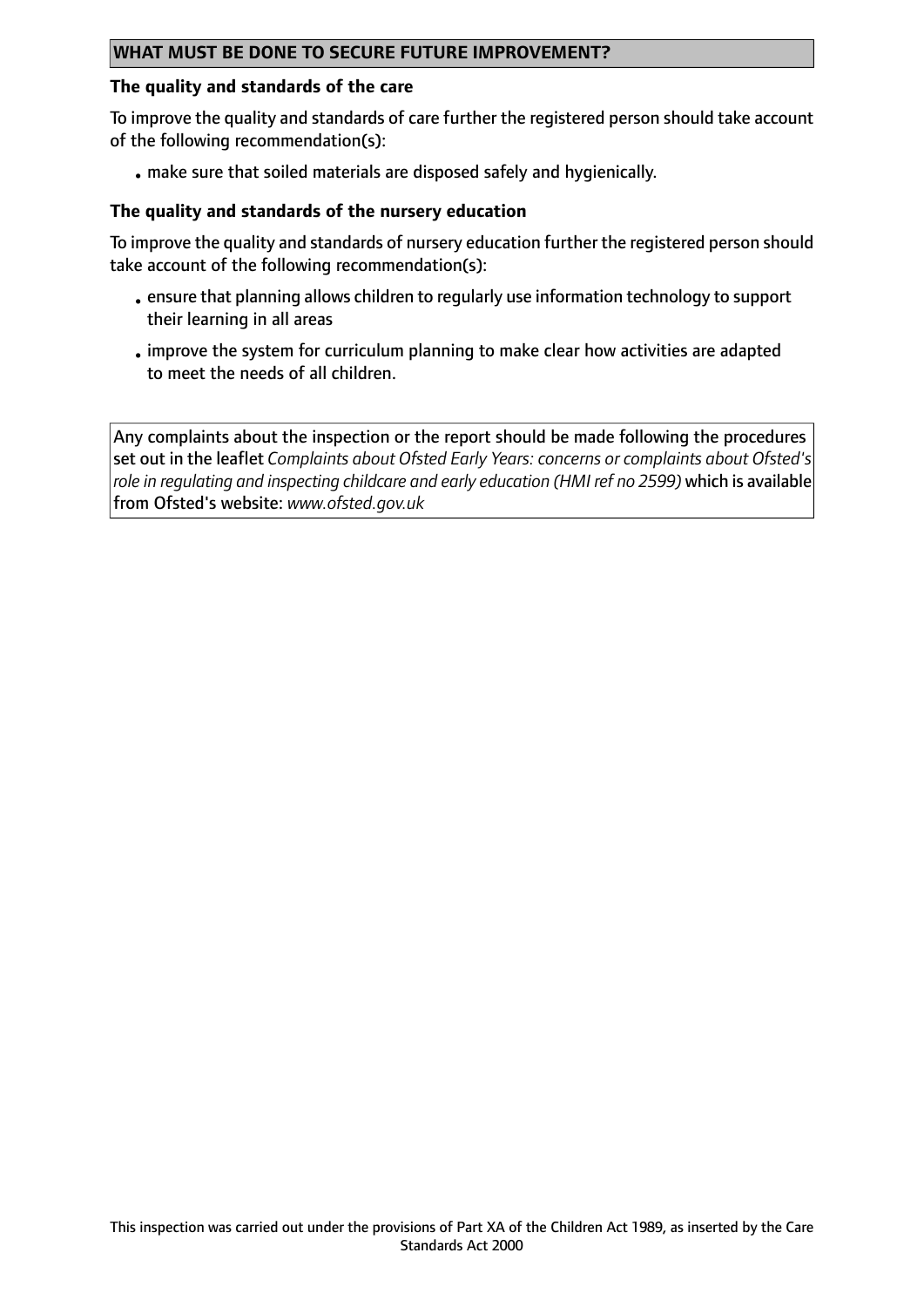## WHAT MUST BE DONE TO SECURE FUTURE IMPROVEMENT?

### The quality and standards of the care

To improve the quality and standards of care further the registered person should take account of the following recommendation(s):

- make sure that soiled materials are disposed safely and hygienically.

### The quality and standards of the nursery education

To improve the quality and standards of nursery education further the registered person should take account of the following recommendation(s):

- ensure that planning allows children to regularly use information technology to support their learning in all areas
- improve the system for curriculum planning to make clear how activities are adapted to meet the needs of all children.

Any complaints about the inspection or the report should be made following the procedures set out in the leaflet *Complaints about Ofsted Early Years: concerns or complaints about Ofsted's role in regulating and inspecting childcare and early education (HMI ref no 2599)* which is available from Ofsted's website: *www.ofsted.gov.uk*

This inspection was carried out under the provisions of Part XA of the Children Act 1989, as inserted by the Care Standards Act 2000